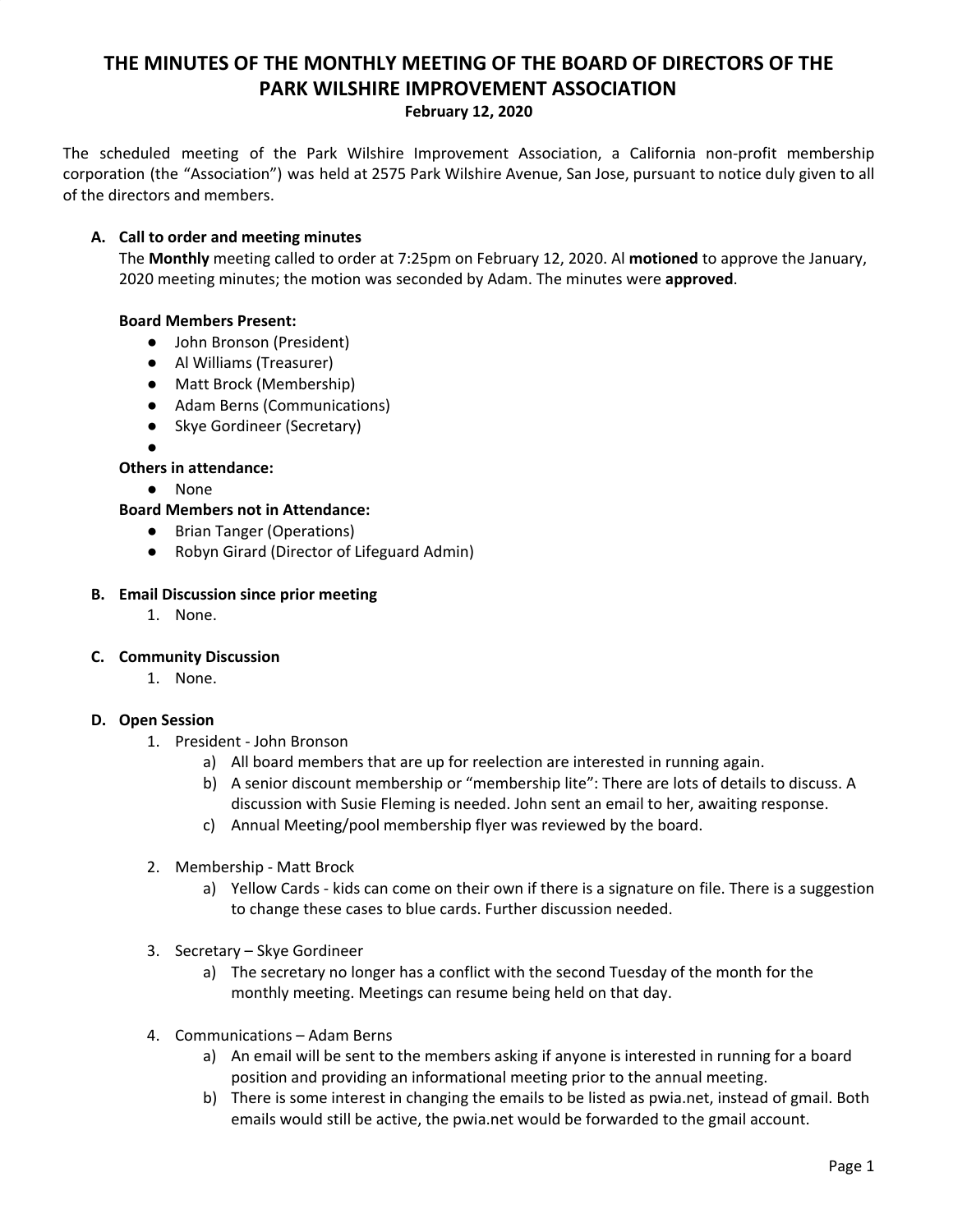# THE MINUTES OF THE MONTHLY MEETING OF THE BOARD OF DIRECTORS OF THE PARK WILSHIRE IMPROVEMENT ASSOCIATION

**February 12, 2020**

The scheduled meeting of the Park Wilshire Improvement Association, a California non-profit membership corporation (the "Association") was held at 2575 Park Wilshire Avenue, San Jose, pursuant to notice duly given to all of the directors and members.

**A. Call to order and meeting minutes**

The **Monthly** meeting called to order at 7:25pm on February 12, 2020. Al **motioned** to approve the January, 2020 meeting minutes; the motion was seconded by Adam. The minutes were **approved**.

**Board Members Present:**

- John Bronson (President)
- Al Williams (Treasurer)
- Matt Brock (Membership)
- Adam Berns (Communications)
- Skye Gordineer (Secretary)
- 

**Others in attendance:**

- None

**Board Members not in Attendance:**

- Brian Tanger (Operations)
- Robyn Girard (Director of Lifeguard Admin)

**B. Email Discussion since prior meeting**

1. None.

**C. Community Discussion**

1. None.

**D. Open Session**

1. President - John Bronson
   a) All board members that are up for reelection are interested in running again.
   b) A senior discount membership or "membership lite": There are lots of details to discuss. A discussion with Susie Fleming is needed. John sent an email to her, awaiting response.
   c) Annual Meeting/pool membership flyer was reviewed by the board.

2. Membership - Matt Brock
   a) Yellow Cards - kids can come on their own if there is a signature on file. There is a suggestion to change these cases to blue cards. Further discussion needed.

3. Secretary – Skye Gordineer
   a) The secretary no longer has a conflict with the second Tuesday of the month for the monthly meeting. Meetings can resume being held on that day.

4. Communications – Adam Berns
   a) An email will be sent to the members asking if anyone is interested in running for a board position and providing an informational meeting prior to the annual meeting.
   b) There is some interest in changing the emails to be listed as pwia.net, instead of gmail. Both emails would still be active, the pwia.net would be forwarded to the gmail account.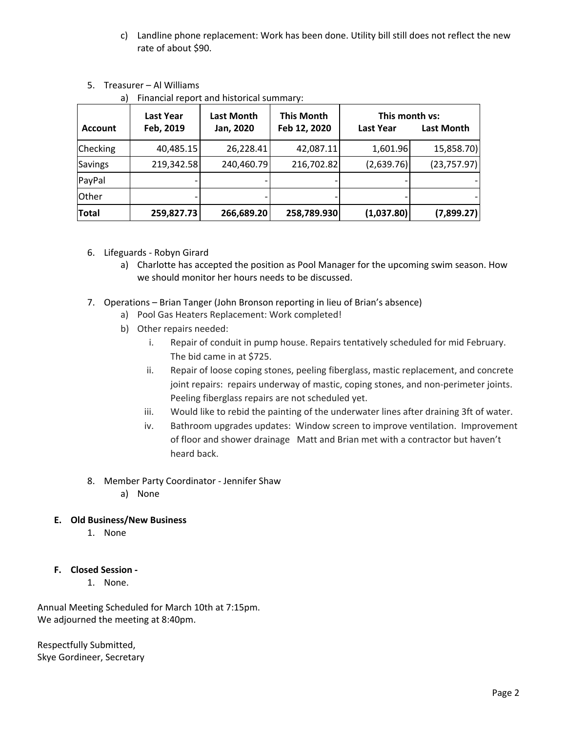c) Landline phone replacement: Work has been done. Utility bill still does not reflect the new rate of about $90.

5. Treasurer – Al Williams
   a) Financial report and historical summary:

| Account | Last Year Feb, 2019 | Last Month Jan, 2020 | This Month Feb 12, 2020 | This month vs: Last Year | Last Month |
|---|---|---|---|---|---|
| Checking | 40,485.15 | 26,228.41 | 42,087.11 | 1,601.96 | 15,858.70) |
| Savings | 219,342.58 | 240,460.79 | 216,702.82 | (2,639.76) | (23,757.97) |
| PayPal | - | - | - | - | - |
| Other | - | - | - | - | - |
| **Total** | **259,827.73** | **266,689.20** | **258,789.930** | **(1,037.80)** | **(7,899.27)** |

6. Lifeguards - Robyn Girard
   a) Charlotte has accepted the position as Pool Manager for the upcoming swim season. How we should monitor her hours needs to be discussed.

7. Operations – Brian Tanger (John Bronson reporting in lieu of Brian's absence)
   a) Pool Gas Heaters Replacement: Work completed!
   b) Other repairs needed:
      i. Repair of conduit in pump house. Repairs tentatively scheduled for mid February. The bid came in at $725.
      ii. Repair of loose coping stones, peeling fiberglass, mastic replacement, and concrete joint repairs: repairs underway of mastic, coping stones, and non-perimeter joints. Peeling fiberglass repairs are not scheduled yet.
      iii. Would like to rebid the painting of the underwater lines after draining 3ft of water.
      iv. Bathroom upgrades updates: Window screen to improve ventilation. Improvement of floor and shower drainage Matt and Brian met with a contractor but haven't heard back.

8. Member Party Coordinator - Jennifer Shaw
   a) None

**E. Old Business/New Business**

1. None

**F. Closed Session -**

1. None.

Annual Meeting Scheduled for March 10th at 7:15pm.
We adjourned the meeting at 8:40pm.

Respectfully Submitted,
Skye Gordineer, Secretary